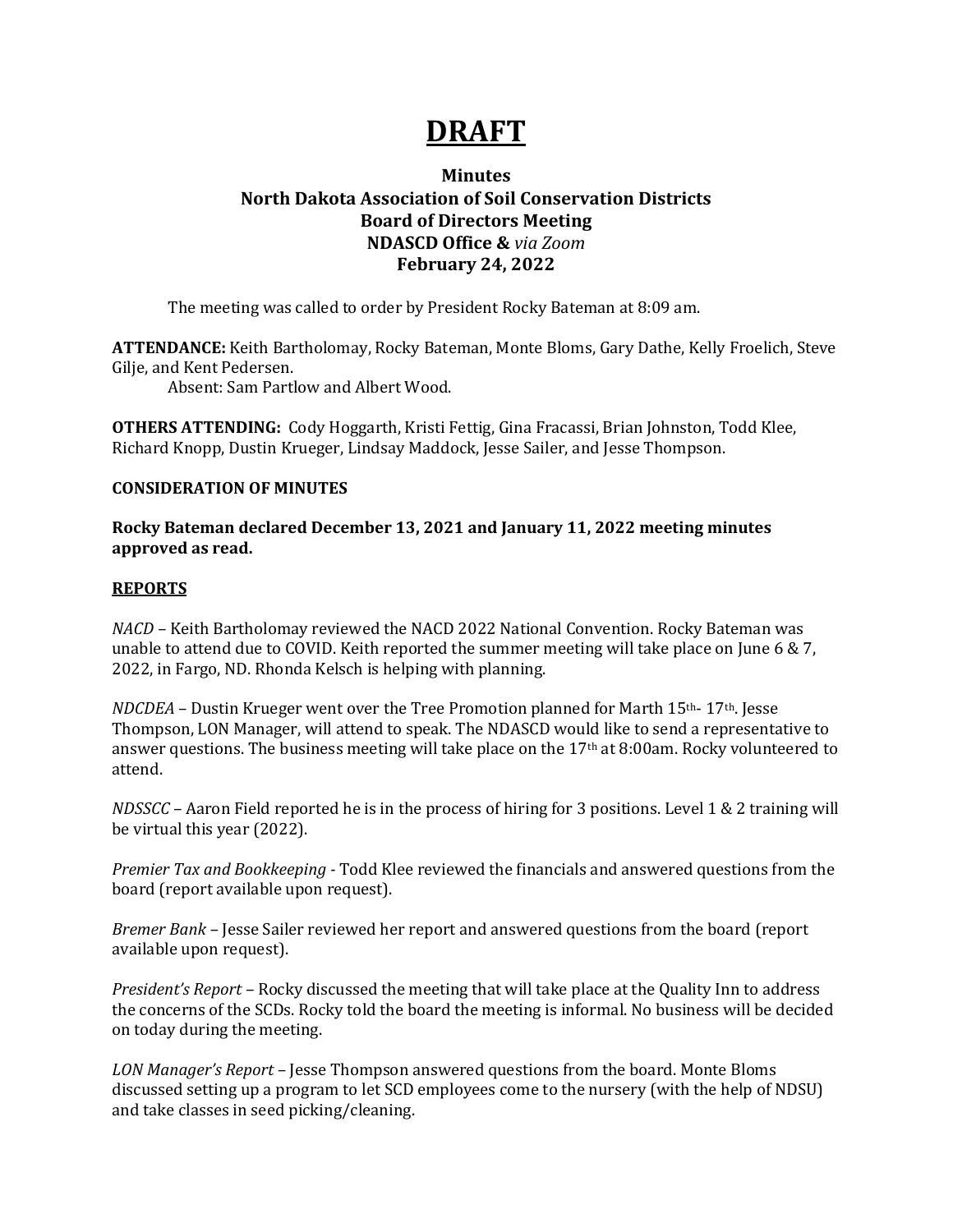# DRAFT

**Minutes**
**North Dakota Association of Soil Conservation Districts**
**Board of Directors Meeting**
**NDASCD Office &** ***via Zoom***
**February 24, 2022**

The meeting was called to order by President Rocky Bateman at 8:09 am.

**ATTENDANCE:** Keith Bartholomay, Rocky Bateman, Monte Bloms, Gary Dathe, Kelly Froelich, Steve Gilje, and Kent Pedersen.

Absent: Sam Partlow and Albert Wood.

**OTHERS ATTENDING:** Cody Hoggarth, Kristi Fettig, Gina Fracassi, Brian Johnston, Todd Klee, Richard Knopp, Dustin Krueger, Lindsay Maddock, Jesse Sailer, and Jesse Thompson.

**CONSIDERATION OF MINUTES**

**Rocky Bateman declared December 13, 2021 and January 11, 2022 meeting minutes approved as read.**

**REPORTS**

*NACD* – Keith Bartholomay reviewed the NACD 2022 National Convention. Rocky Bateman was unable to attend due to COVID. Keith reported the summer meeting will take place on June 6 & 7, 2022, in Fargo, ND. Rhonda Kelsch is helping with planning.

*NDCDEA* – Dustin Krueger went over the Tree Promotion planned for Marth 15th- 17th. Jesse Thompson, LON Manager, will attend to speak. The NDASCD would like to send a representative to answer questions. The business meeting will take place on the 17th at 8:00am. Rocky volunteered to attend.

*NDSSCC* – Aaron Field reported he is in the process of hiring for 3 positions. Level 1 & 2 training will be virtual this year (2022).

*Premier Tax and Bookkeeping* - Todd Klee reviewed the financials and answered questions from the board (report available upon request).

*Bremer Bank* – Jesse Sailer reviewed her report and answered questions from the board (report available upon request).

*President's Report* – Rocky discussed the meeting that will take place at the Quality Inn to address the concerns of the SCDs. Rocky told the board the meeting is informal. No business will be decided on today during the meeting.

*LON Manager's Report* – Jesse Thompson answered questions from the board. Monte Bloms discussed setting up a program to let SCD employees come to the nursery (with the help of NDSU) and take classes in seed picking/cleaning.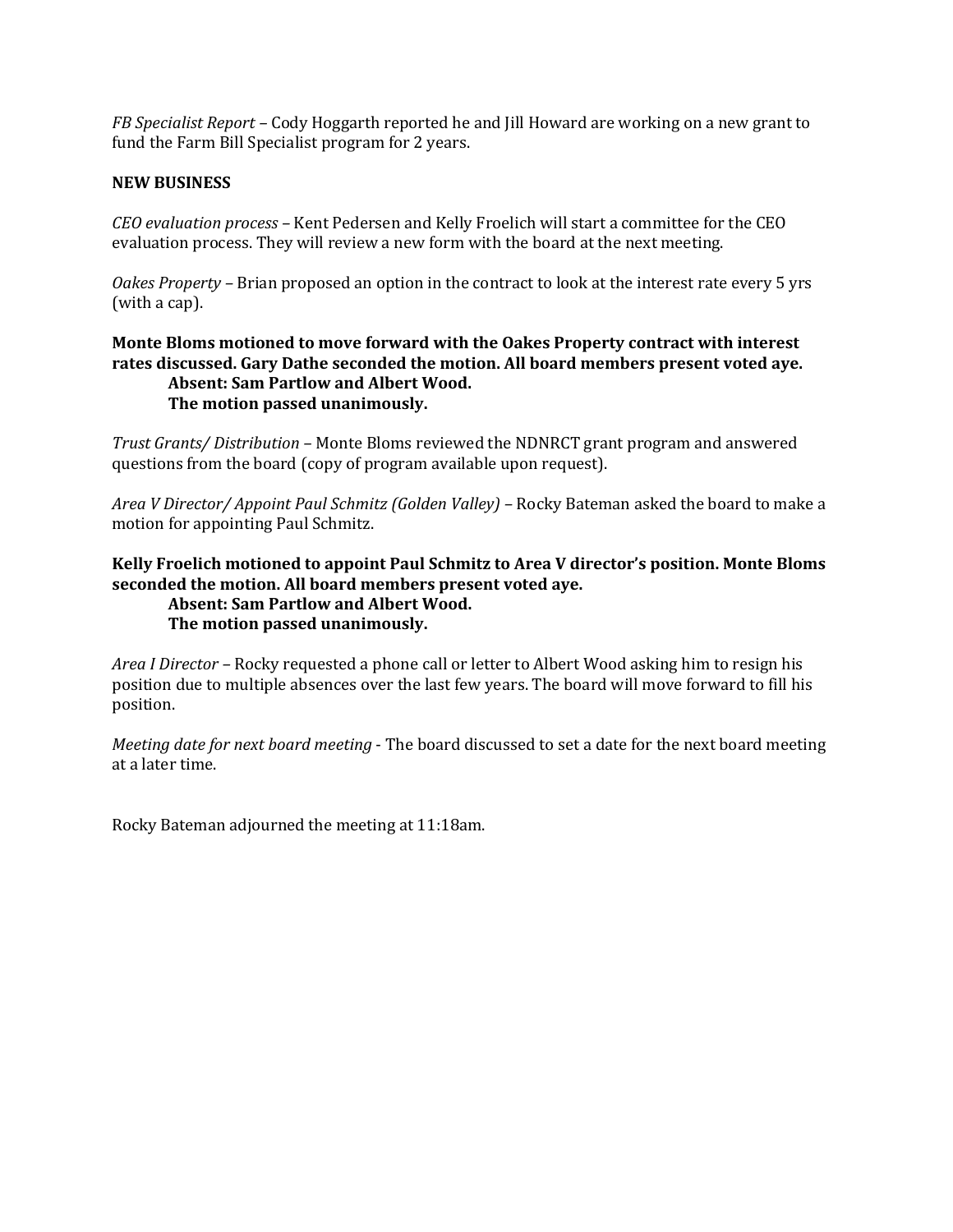*FB Specialist Report* – Cody Hoggarth reported he and Jill Howard are working on a new grant to fund the Farm Bill Specialist program for 2 years.

**NEW BUSINESS**

*CEO evaluation process* – Kent Pedersen and Kelly Froelich will start a committee for the CEO evaluation process. They will review a new form with the board at the next meeting.

*Oakes Property* – Brian proposed an option in the contract to look at the interest rate every 5 yrs (with a cap).

**Monte Bloms motioned to move forward with the Oakes Property contract with interest rates discussed. Gary Dathe seconded the motion. All board members present voted aye.**
**Absent: Sam Partlow and Albert Wood.**
**The motion passed unanimously.**

*Trust Grants/ Distribution* – Monte Bloms reviewed the NDNRCT grant program and answered questions from the board (copy of program available upon request).

*Area V Director/ Appoint Paul Schmitz (Golden Valley)* – Rocky Bateman asked the board to make a motion for appointing Paul Schmitz.

**Kelly Froelich motioned to appoint Paul Schmitz to Area V director's position. Monte Bloms seconded the motion. All board members present voted aye.**
**Absent: Sam Partlow and Albert Wood.**
**The motion passed unanimously.**

*Area I Director* – Rocky requested a phone call or letter to Albert Wood asking him to resign his position due to multiple absences over the last few years. The board will move forward to fill his position.

*Meeting date for next board meeting* - The board discussed to set a date for the next board meeting at a later time.

Rocky Bateman adjourned the meeting at 11:18am.